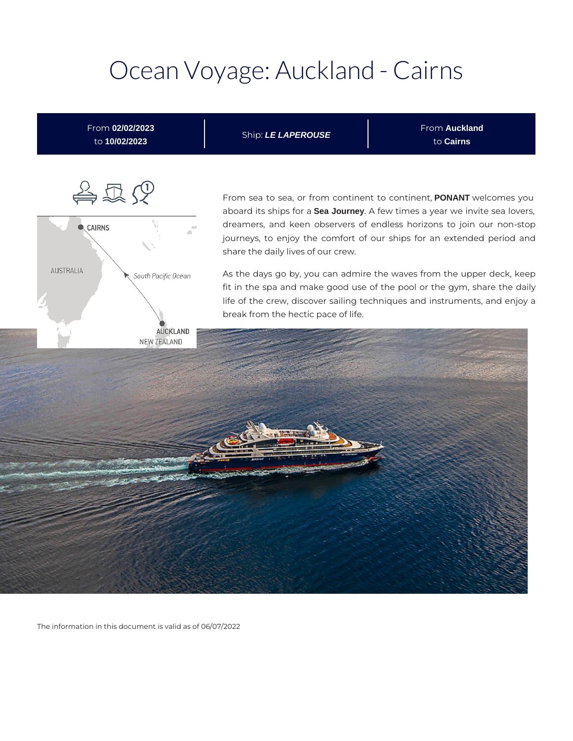# Ocean Voyage: Auckland - Cairns

| From **02/02/2023** to **10/02/2023** | Ship: ***LE LAPEROUSE*** | From **Auckland** to **Cairns** |
| --- | --- | --- |

From sea to sea, or from continent to continent, **PONANT** welcomes you aboard its ships for a **Sea Journey**. A few times a year we invite sea lovers, dreamers, and keen observers of endless horizons to join our non-stop journeys, to enjoy the comfort of our ships for an extended period and share the daily lives of our crew.

As the days go by, you can admire the waves from the upper deck, keep fit in the spa and make good use of the pool or the gym, share the daily life of the crew, discover sailing techniques and instruments, and enjoy a break from the hectic pace of life.

The information in this document is valid as of 06/07/2022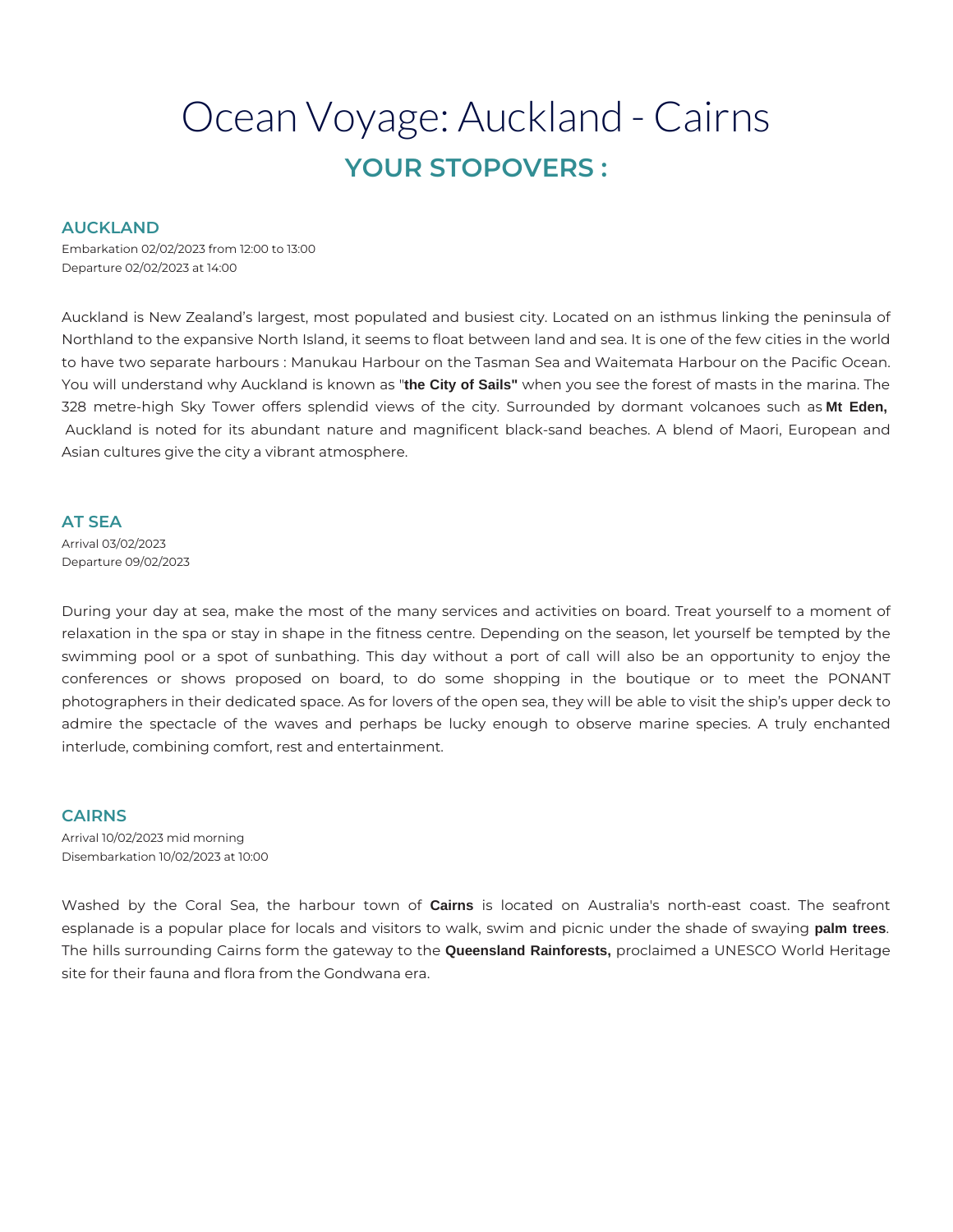# Ocean Voyage: Auckland - Cairns

## YOUR STOPOVERS :

### AUCKLAND

Embarkation 02/02/2023 from 12:00 to 13:00
Departure 02/02/2023 at 14:00

Auckland is New Zealand's largest, most populated and busiest city. Located on an isthmus linking the peninsula of Northland to the expansive North Island, it seems to float between land and sea. It is one of the few cities in the world to have two separate harbours : Manukau Harbour on the Tasman Sea and Waitemata Harbour on the Pacific Ocean. You will understand why Auckland is known as "**the City of Sails"** when you see the forest of masts in the marina. The 328 metre-high Sky Tower offers splendid views of the city. Surrounded by dormant volcanoes such as **Mt Eden,** Auckland is noted for its abundant nature and magnificent black-sand beaches. A blend of Maori, European and Asian cultures give the city a vibrant atmosphere.

### AT SEA

Arrival 03/02/2023
Departure 09/02/2023

During your day at sea, make the most of the many services and activities on board. Treat yourself to a moment of relaxation in the spa or stay in shape in the fitness centre. Depending on the season, let yourself be tempted by the swimming pool or a spot of sunbathing. This day without a port of call will also be an opportunity to enjoy the conferences or shows proposed on board, to do some shopping in the boutique or to meet the PONANT photographers in their dedicated space. As for lovers of the open sea, they will be able to visit the ship's upper deck to admire the spectacle of the waves and perhaps be lucky enough to observe marine species. A truly enchanted interlude, combining comfort, rest and entertainment.

### CAIRNS

Arrival 10/02/2023 mid morning
Disembarkation 10/02/2023 at 10:00

Washed by the Coral Sea, the harbour town of **Cairns** is located on Australia's north-east coast. The seafront esplanade is a popular place for locals and visitors to walk, swim and picnic under the shade of swaying **palm trees**. The hills surrounding Cairns form the gateway to the **Queensland Rainforests,** proclaimed a UNESCO World Heritage site for their fauna and flora from the Gondwana era.